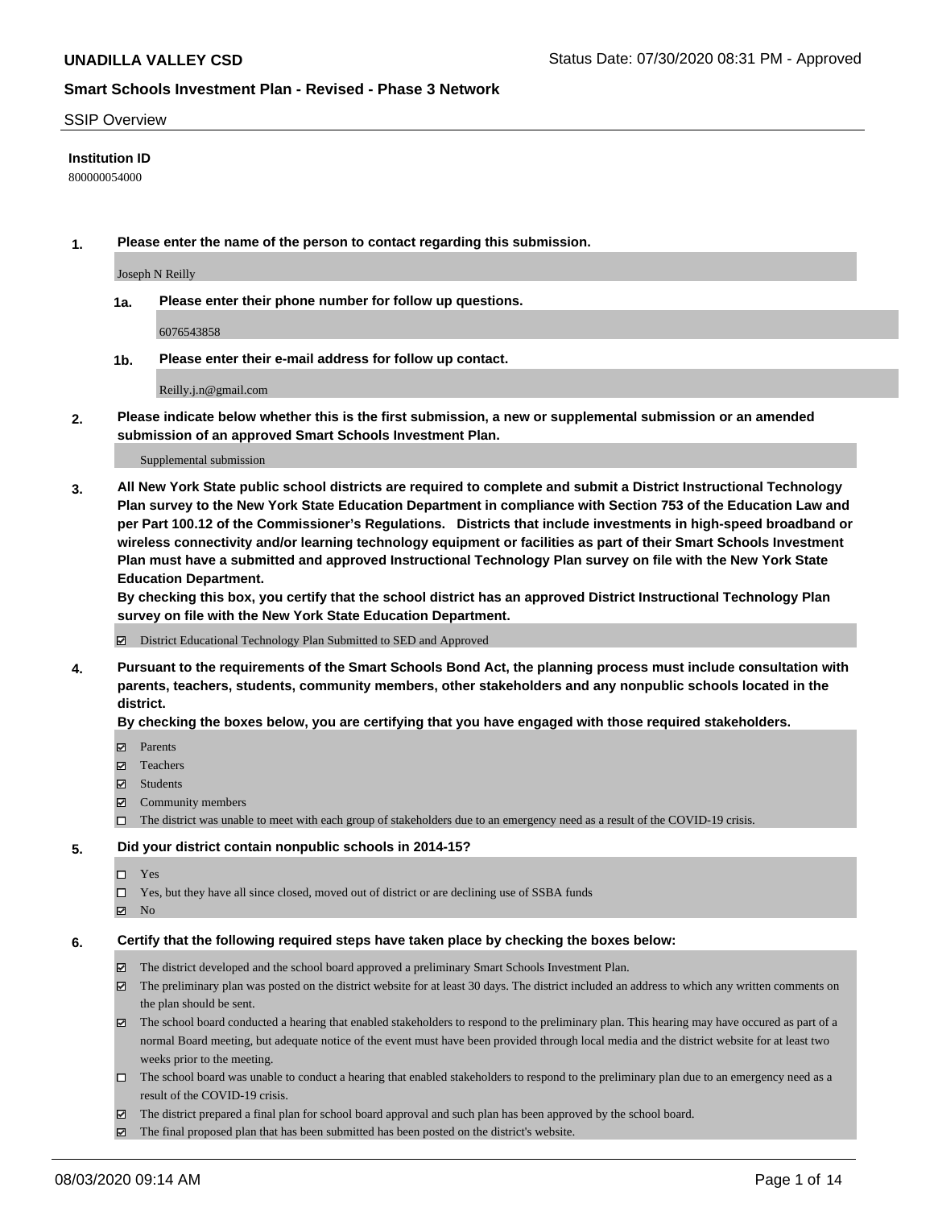## SSIP Overview

**Institution ID**

800000054000

**1. Please enter the name of the person to contact regarding this submission.**

Joseph N Reilly

**1a. Please enter their phone number for follow up questions.**

6076543858

**1b. Please enter their e-mail address for follow up contact.**

Reilly.j.n@gmail.com

**2. Please indicate below whether this is the first submission, a new or supplemental submission or an amended submission of an approved Smart Schools Investment Plan.**

Supplemental submission

**3. All New York State public school districts are required to complete and submit a District Instructional Technology Plan survey to the New York State Education Department in compliance with Section 753 of the Education Law and per Part 100.12 of the Commissioner's Regulations. Districts that include investments in high-speed broadband or wireless connectivity and/or learning technology equipment or facilities as part of their Smart Schools Investment Plan must have a submitted and approved Instructional Technology Plan survey on file with the New York State Education Department.**

**By checking this box, you certify that the school district has an approved District Instructional Technology Plan survey on file with the New York State Education Department.**

- [x] District Educational Technology Plan Submitted to SED and Approved

**4. Pursuant to the requirements of the Smart Schools Bond Act, the planning process must include consultation with parents, teachers, students, community members, other stakeholders and any nonpublic schools located in the district.**

**By checking the boxes below, you are certifying that you have engaged with those required stakeholders.**

- [x] Parents
- [x] Teachers
- [x] Students
- [x] Community members
- [ ] The district was unable to meet with each group of stakeholders due to an emergency need as a result of the COVID-19 crisis.

**5. Did your district contain nonpublic schools in 2014-15?**

- [ ] Yes
- [ ] Yes, but they have all since closed, moved out of district or are declining use of SSBA funds
- [x] No

**6. Certify that the following required steps have taken place by checking the boxes below:**

- [x] The district developed and the school board approved a preliminary Smart Schools Investment Plan.
- [x] The preliminary plan was posted on the district website for at least 30 days. The district included an address to which any written comments on the plan should be sent.
- [x] The school board conducted a hearing that enabled stakeholders to respond to the preliminary plan. This hearing may have occured as part of a normal Board meeting, but adequate notice of the event must have been provided through local media and the district website for at least two weeks prior to the meeting.
- [ ] The school board was unable to conduct a hearing that enabled stakeholders to respond to the preliminary plan due to an emergency need as a result of the COVID-19 crisis.
- [x] The district prepared a final plan for school board approval and such plan has been approved by the school board.
- [x] The final proposed plan that has been submitted has been posted on the district's website.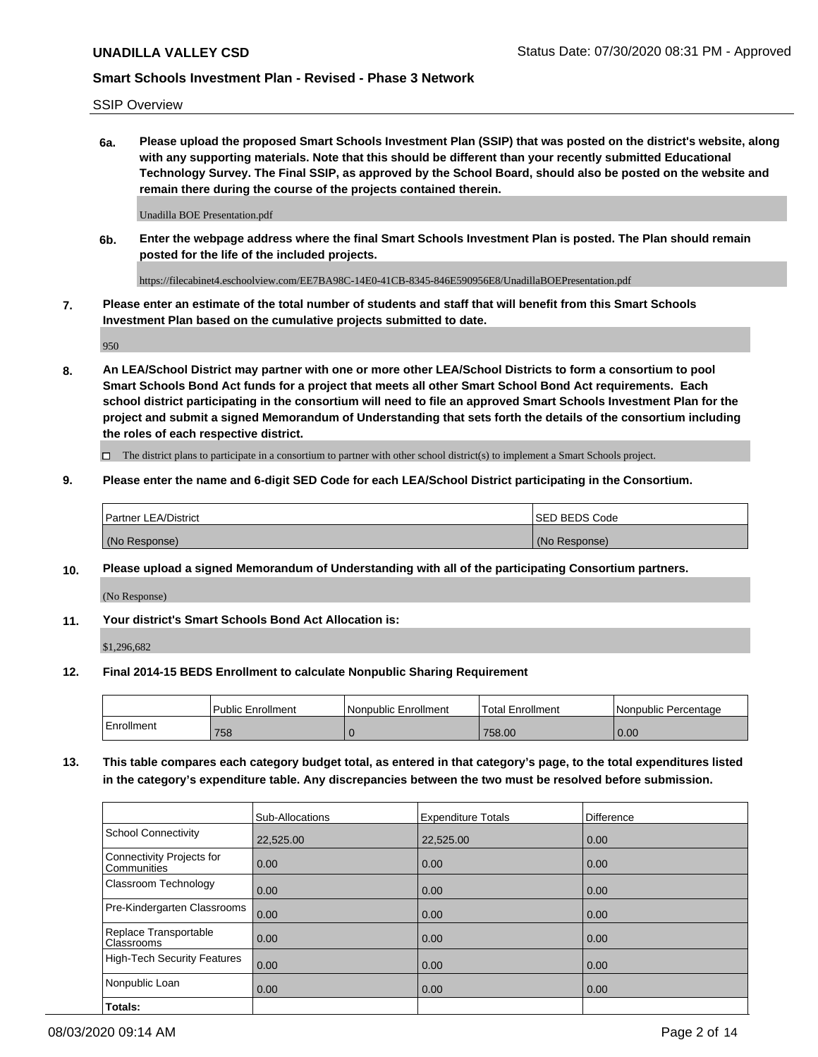SSIP Overview

**6a.** **Please upload the proposed Smart Schools Investment Plan (SSIP) that was posted on the district's website, along with any supporting materials. Note that this should be different than your recently submitted Educational Technology Survey. The Final SSIP, as approved by the School Board, should also be posted on the website and remain there during the course of the projects contained therein.**

Unadilla BOE Presentation.pdf

**6b.** **Enter the webpage address where the final Smart Schools Investment Plan is posted. The Plan should remain posted for the life of the included projects.**

https://filecabinet4.eschoolview.com/EE7BA98C-14E0-41CB-8345-846E590956E8/UnadillaBOEPresentation.pdf

**7.** **Please enter an estimate of the total number of students and staff that will benefit from this Smart Schools Investment Plan based on the cumulative projects submitted to date.**

950

**8.** **An LEA/School District may partner with one or more other LEA/School Districts to form a consortium to pool Smart Schools Bond Act funds for a project that meets all other Smart School Bond Act requirements. Each school district participating in the consortium will need to file an approved Smart Schools Investment Plan for the project and submit a signed Memorandum of Understanding that sets forth the details of the consortium including the roles of each respective district.**

☐ The district plans to participate in a consortium to partner with other school district(s) to implement a Smart Schools project.

**9.** **Please enter the name and 6-digit SED Code for each LEA/School District participating in the Consortium.**

| Partner LEA/District | SED BEDS Code |
|---|---|
| (No Response) | (No Response) |

**10.** **Please upload a signed Memorandum of Understanding with all of the participating Consortium partners.**

(No Response)

**11.** **Your district's Smart Schools Bond Act Allocation is:**

$1,296,682

**12.** **Final 2014-15 BEDS Enrollment to calculate Nonpublic Sharing Requirement**

| | Public Enrollment | Nonpublic Enrollment | Total Enrollment | Nonpublic Percentage |
|---|---|---|---|---|
| Enrollment | 758 | 0 | 758.00 | 0.00 |

**13.** **This table compares each category budget total, as entered in that category's page, to the total expenditures listed in the category's expenditure table. Any discrepancies between the two must be resolved before submission.**

| | Sub-Allocations | Expenditure Totals | Difference |
|---|---|---|---|
| School Connectivity | 22,525.00 | 22,525.00 | 0.00 |
| Connectivity Projects for Communities | 0.00 | 0.00 | 0.00 |
| Classroom Technology | 0.00 | 0.00 | 0.00 |
| Pre-Kindergarten Classrooms | 0.00 | 0.00 | 0.00 |
| Replace Transportable Classrooms | 0.00 | 0.00 | 0.00 |
| High-Tech Security Features | 0.00 | 0.00 | 0.00 |
| Nonpublic Loan | 0.00 | 0.00 | 0.00 |
| **Totals:** | | | |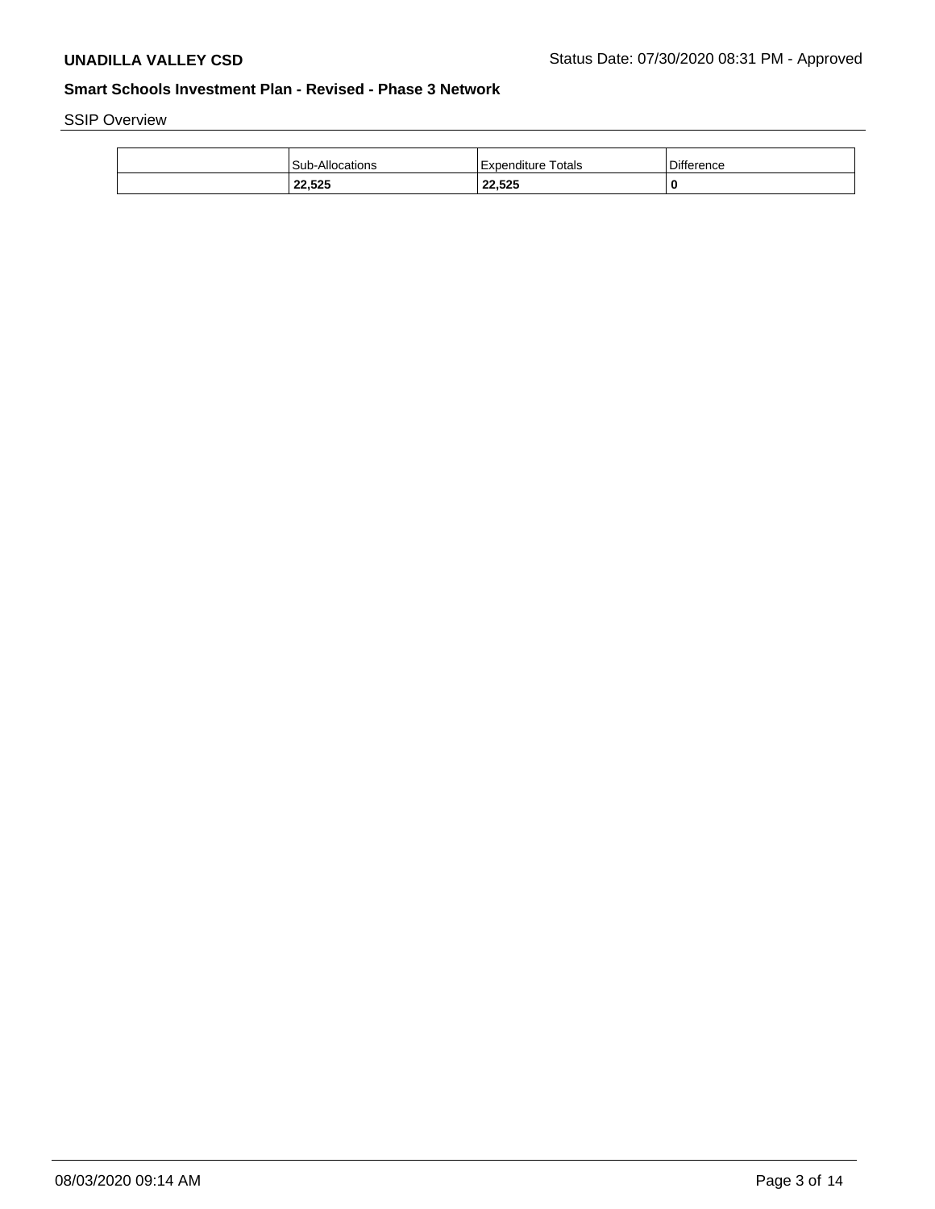SSIP Overview

| | Sub-Allocations | Expenditure Totals | Difference |
|---|---|---|---|
| | **22,525** | **22,525** | **0** |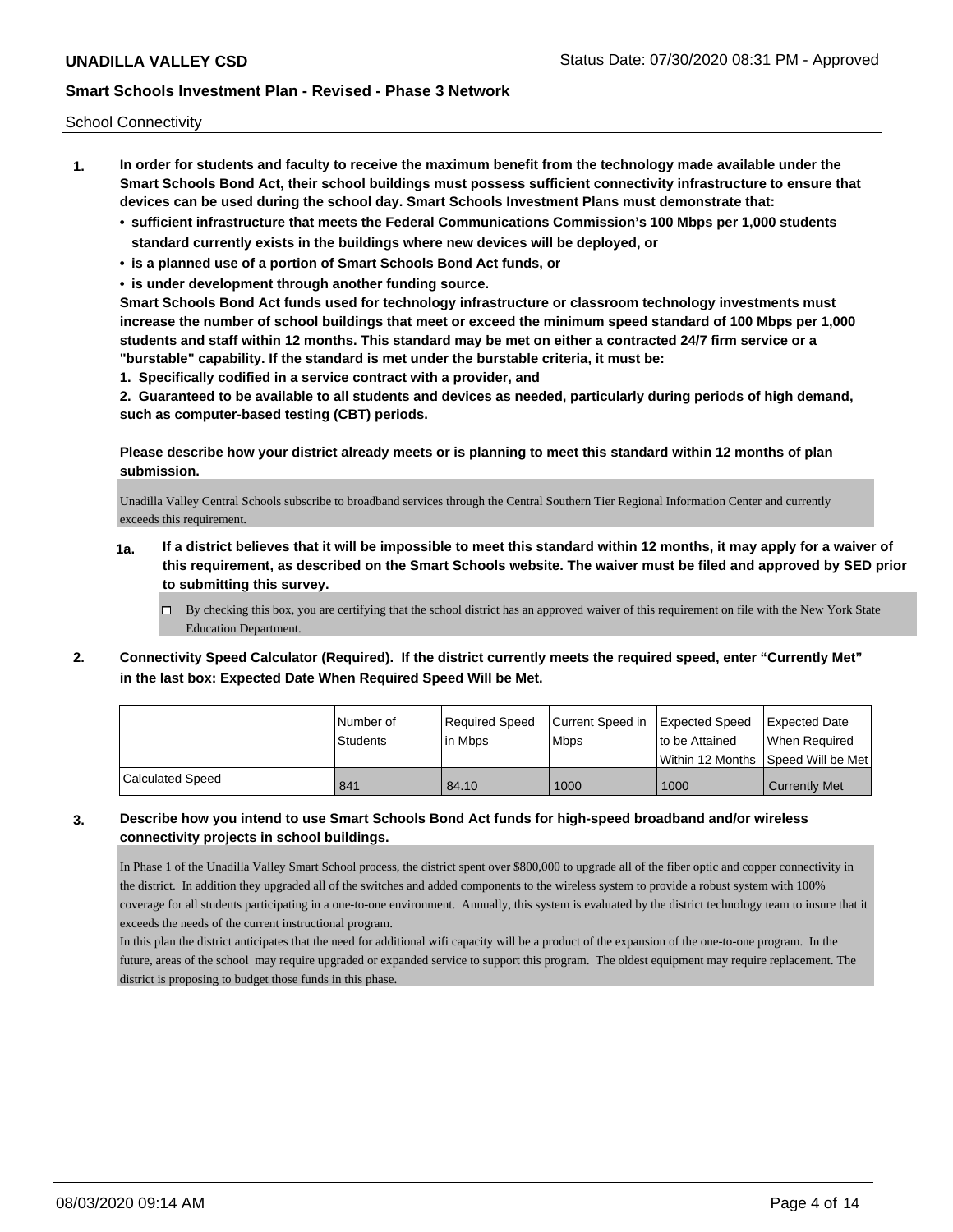School Connectivity

1. **In order for students and faculty to receive the maximum benefit from the technology made available under the Smart Schools Bond Act, their school buildings must possess sufficient connectivity infrastructure to ensure that devices can be used during the school day. Smart Schools Investment Plans must demonstrate that:**
   - **sufficient infrastructure that meets the Federal Communications Commission's 100 Mbps per 1,000 students standard currently exists in the buildings where new devices will be deployed, or**
   - **is a planned use of a portion of Smart Schools Bond Act funds, or**
   - **is under development through another funding source.**

   **Smart Schools Bond Act funds used for technology infrastructure or classroom technology investments must increase the number of school buildings that meet or exceed the minimum speed standard of 100 Mbps per 1,000 students and staff within 12 months. This standard may be met on either a contracted 24/7 firm service or a "burstable" capability. If the standard is met under the burstable criteria, it must be:**

   **1. Specifically codified in a service contract with a provider, and**

   **2. Guaranteed to be available to all students and devices as needed, particularly during periods of high demand, such as computer-based testing (CBT) periods.**

   **Please describe how your district already meets or is planning to meet this standard within 12 months of plan submission.**

   Unadilla Valley Central Schools subscribe to broadband services through the Central Southern Tier Regional Information Center and currently exceeds this requirement.

   **1a. If a district believes that it will be impossible to meet this standard within 12 months, it may apply for a waiver of this requirement, as described on the Smart Schools website. The waiver must be filed and approved by SED prior to submitting this survey.**

   ☐ By checking this box, you are certifying that the school district has an approved waiver of this requirement on file with the New York State Education Department.

2. **Connectivity Speed Calculator (Required). If the district currently meets the required speed, enter "Currently Met" in the last box: Expected Date When Required Speed Will be Met.**

| | Number of Students | Required Speed in Mbps | Current Speed in Mbps | Expected Speed to be Attained Within 12 Months | Expected Date When Required Speed Will be Met |
|---|---|---|---|---|---|
| Calculated Speed | 841 | 84.10 | 1000 | 1000 | Currently Met |

3. **Describe how you intend to use Smart Schools Bond Act funds for high-speed broadband and/or wireless connectivity projects in school buildings.**

   In Phase 1 of the Unadilla Valley Smart School process, the district spent over $800,000 to upgrade all of the fiber optic and copper connectivity in the district. In addition they upgraded all of the switches and added components to the wireless system to provide a robust system with 100% coverage for all students participating in a one-to-one environment. Annually, this system is evaluated by the district technology team to insure that it exceeds the needs of the current instructional program.

   In this plan the district anticipates that the need for additional wifi capacity will be a product of the expansion of the one-to-one program. In the future, areas of the school may require upgraded or expanded service to support this program. The oldest equipment may require replacement. The district is proposing to budget those funds in this phase.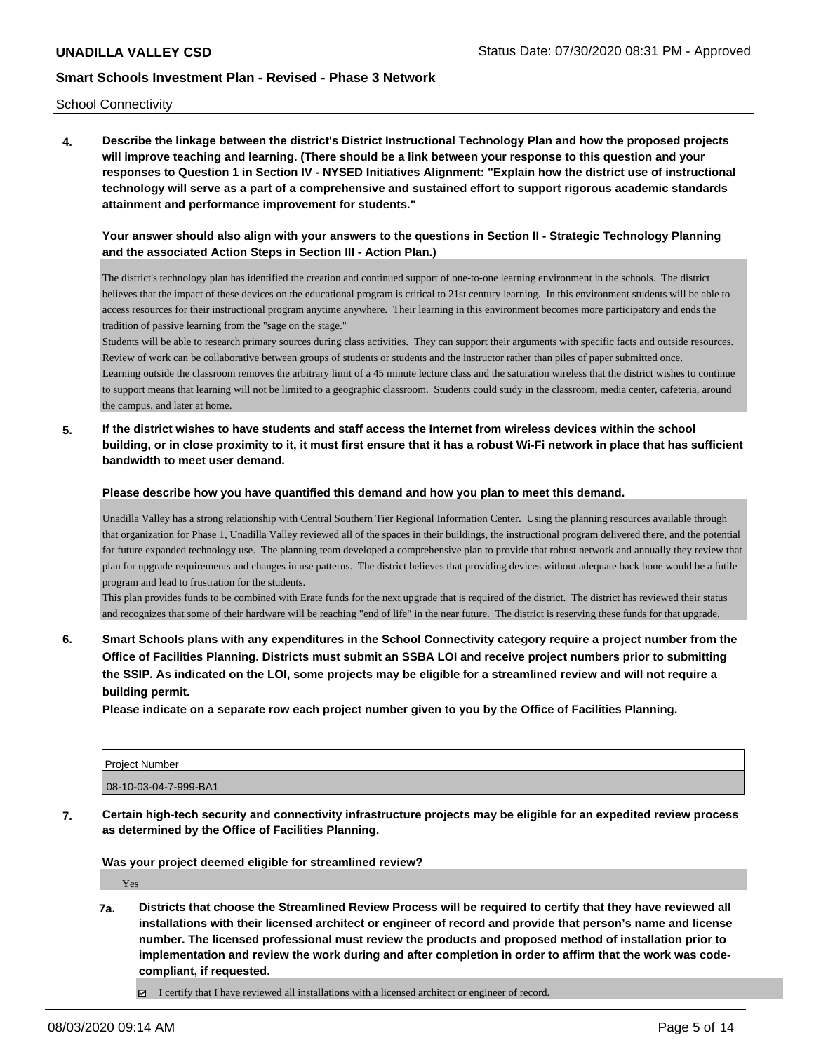School Connectivity

**4. Describe the linkage between the district's District Instructional Technology Plan and how the proposed projects will improve teaching and learning. (There should be a link between your response to this question and your responses to Question 1 in Section IV - NYSED Initiatives Alignment: "Explain how the district use of instructional technology will serve as a part of a comprehensive and sustained effort to support rigorous academic standards attainment and performance improvement for students."**

**Your answer should also align with your answers to the questions in Section II - Strategic Technology Planning and the associated Action Steps in Section III - Action Plan.)**

The district's technology plan has identified the creation and continued support of one-to-one learning environment in the schools. The district believes that the impact of these devices on the educational program is critical to 21st century learning. In this environment students will be able to access resources for their instructional program anytime anywhere. Their learning in this environment becomes more participatory and ends the tradition of passive learning from the "sage on the stage."

Students will be able to research primary sources during class activities. They can support their arguments with specific facts and outside resources. Review of work can be collaborative between groups of students or students and the instructor rather than piles of paper submitted once.

Learning outside the classroom removes the arbitrary limit of a 45 minute lecture class and the saturation wireless that the district wishes to continue to support means that learning will not be limited to a geographic classroom. Students could study in the classroom, media center, cafeteria, around the campus, and later at home.

**5. If the district wishes to have students and staff access the Internet from wireless devices within the school building, or in close proximity to it, it must first ensure that it has a robust Wi-Fi network in place that has sufficient bandwidth to meet user demand.**

**Please describe how you have quantified this demand and how you plan to meet this demand.**

Unadilla Valley has a strong relationship with Central Southern Tier Regional Information Center. Using the planning resources available through that organization for Phase 1, Unadilla Valley reviewed all of the spaces in their buildings, the instructional program delivered there, and the potential for future expanded technology use. The planning team developed a comprehensive plan to provide that robust network and annually they review that plan for upgrade requirements and changes in use patterns. The district believes that providing devices without adequate back bone would be a futile program and lead to frustration for the students.

This plan provides funds to be combined with Erate funds for the next upgrade that is required of the district. The district has reviewed their status and recognizes that some of their hardware will be reaching "end of life" in the near future. The district is reserving these funds for that upgrade.

**6. Smart Schools plans with any expenditures in the School Connectivity category require a project number from the Office of Facilities Planning. Districts must submit an SSBA LOI and receive project numbers prior to submitting the SSIP. As indicated on the LOI, some projects may be eligible for a streamlined review and will not require a building permit.**

**Please indicate on a separate row each project number given to you by the Office of Facilities Planning.**

| Project Number |
|---|
| 08-10-03-04-7-999-BA1 |

**7. Certain high-tech security and connectivity infrastructure projects may be eligible for an expedited review process as determined by the Office of Facilities Planning.**

**Was your project deemed eligible for streamlined review?**

Yes

**7a. Districts that choose the Streamlined Review Process will be required to certify that they have reviewed all installations with their licensed architect or engineer of record and provide that person's name and license number. The licensed professional must review the products and proposed method of installation prior to implementation and review the work during and after completion in order to affirm that the work was code-compliant, if requested.**

☑ I certify that I have reviewed all installations with a licensed architect or engineer of record.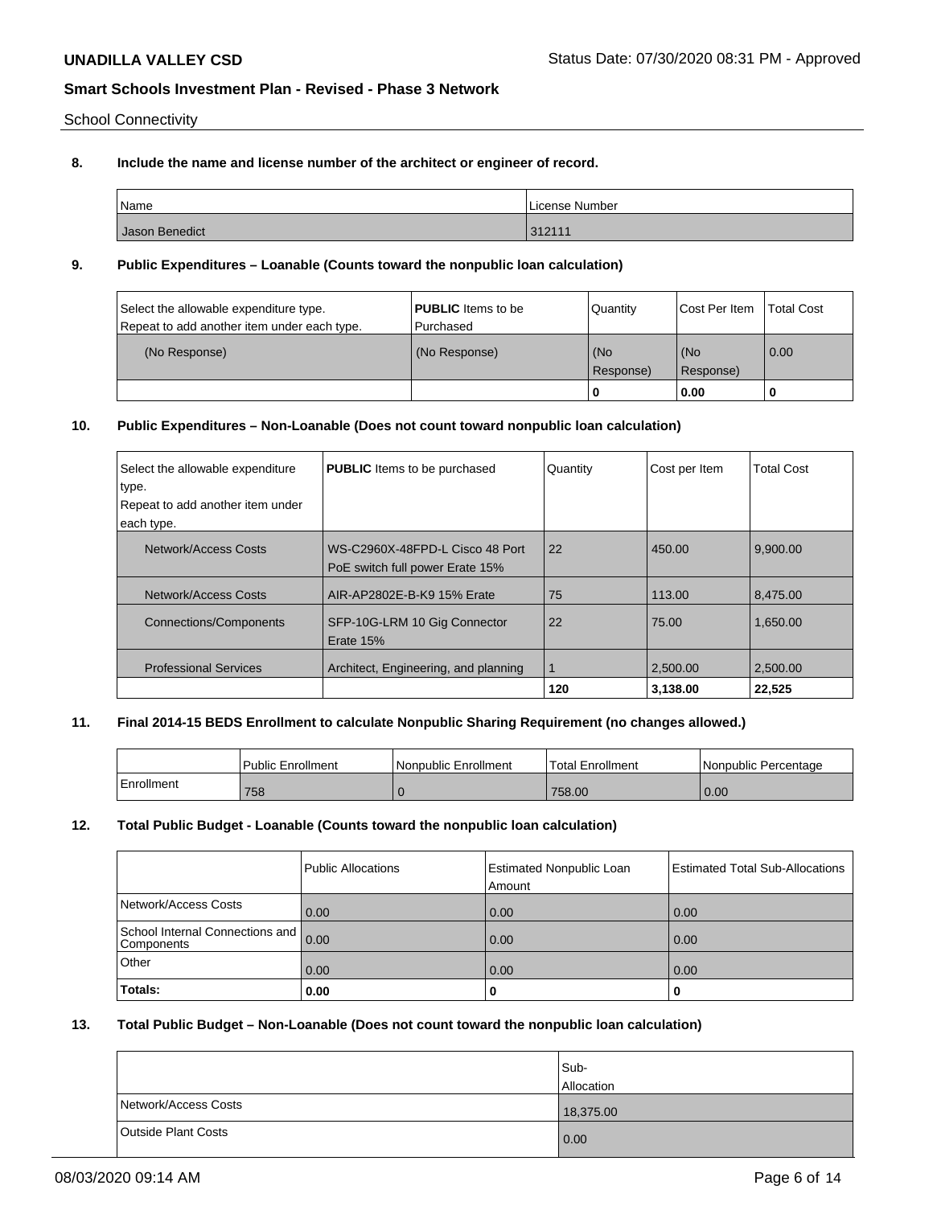School Connectivity

**8. Include the name and license number of the architect or engineer of record.**

| Name | License Number |
|---|---|
| Jason Benedict | 312111 |

**9. Public Expenditures – Loanable (Counts toward the nonpublic loan calculation)**

| Select the allowable expenditure type. Repeat to add another item under each type. | **PUBLIC** Items to be Purchased | Quantity | Cost Per Item | Total Cost |
|---|---|---|---|---|
| (No Response) | (No Response) | (No Response) | (No Response) | 0.00 |
| | | **0** | **0.00** | **0** |

**10. Public Expenditures – Non-Loanable (Does not count toward nonpublic loan calculation)**

| Select the allowable expenditure type. Repeat to add another item under each type. | **PUBLIC** Items to be purchased | Quantity | Cost per Item | Total Cost |
|---|---|---|---|---|
| Network/Access Costs | WS-C2960X-48FPD-L Cisco 48 Port PoE switch full power Erate 15% | 22 | 450.00 | 9,900.00 |
| Network/Access Costs | AIR-AP2802E-B-K9 15% Erate | 75 | 113.00 | 8,475.00 |
| Connections/Components | SFP-10G-LRM 10 Gig Connector Erate 15% | 22 | 75.00 | 1,650.00 |
| Professional Services | Architect, Engineering, and planning | 1 | 2,500.00 | 2,500.00 |
| | | **120** | **3,138.00** | **22,525** |

**11. Final 2014-15 BEDS Enrollment to calculate Nonpublic Sharing Requirement (no changes allowed.)**

| | Public Enrollment | Nonpublic Enrollment | Total Enrollment | Nonpublic Percentage |
|---|---|---|---|---|
| Enrollment | 758 | 0 | 758.00 | 0.00 |

**12. Total Public Budget - Loanable (Counts toward the nonpublic loan calculation)**

| | Public Allocations | Estimated Nonpublic Loan Amount | Estimated Total Sub-Allocations |
|---|---|---|---|
| Network/Access Costs | 0.00 | 0.00 | 0.00 |
| School Internal Connections and Components | 0.00 | 0.00 | 0.00 |
| Other | 0.00 | 0.00 | 0.00 |
| **Totals:** | **0.00** | **0** | **0** |

**13. Total Public Budget – Non-Loanable (Does not count toward the nonpublic loan calculation)**

| | Sub-Allocation |
|---|---|
| Network/Access Costs | 18,375.00 |
| Outside Plant Costs | 0.00 |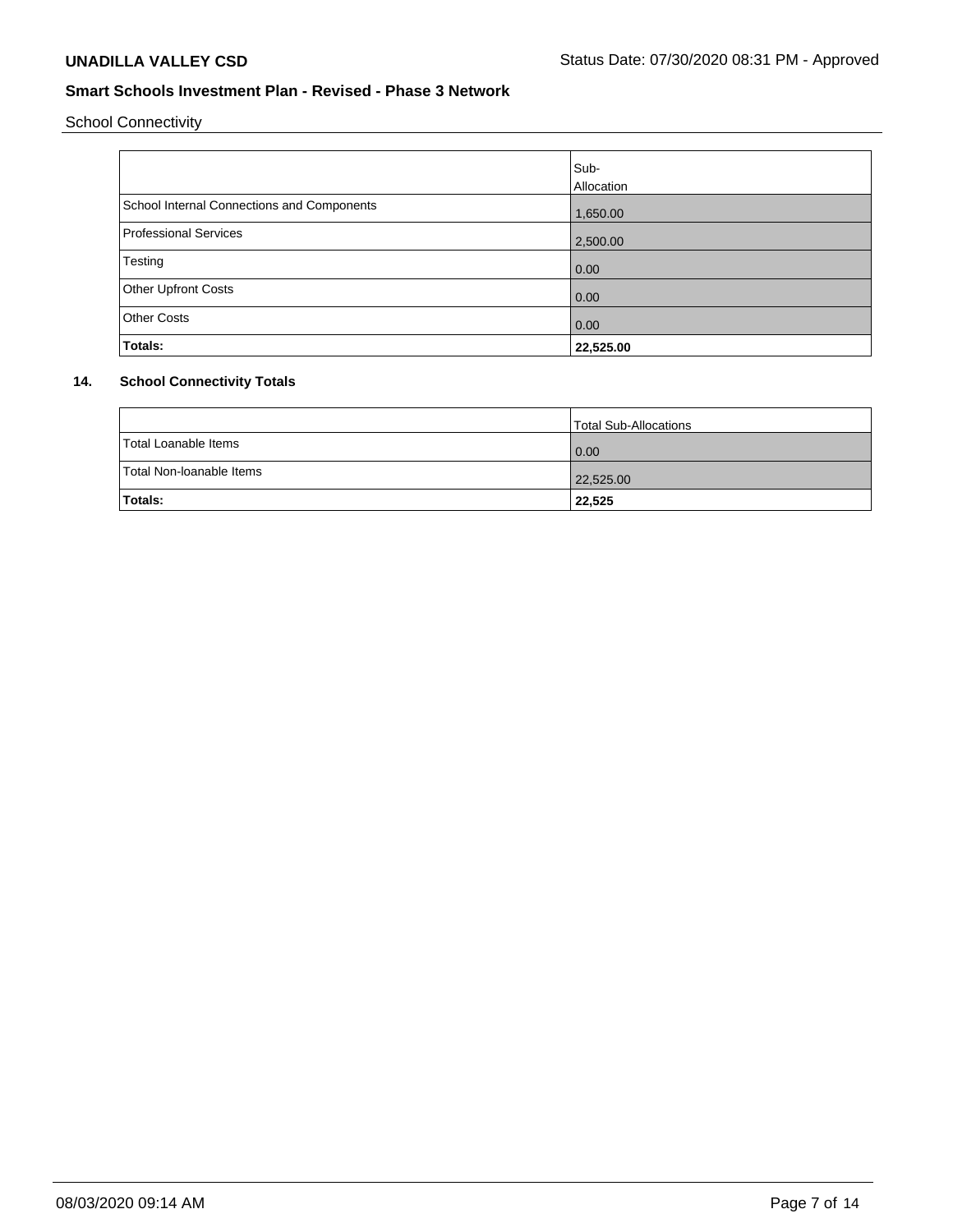School Connectivity

| | Sub-Allocation |
|---|---|
| School Internal Connections and Components | 1,650.00 |
| Professional Services | 2,500.00 |
| Testing | 0.00 |
| Other Upfront Costs | 0.00 |
| Other Costs | 0.00 |
| **Totals:** | **22,525.00** |

## 14. School Connectivity Totals

| | Total Sub-Allocations |
|---|---|
| Total Loanable Items | 0.00 |
| Total Non-loanable Items | 22,525.00 |
| **Totals:** | **22,525** |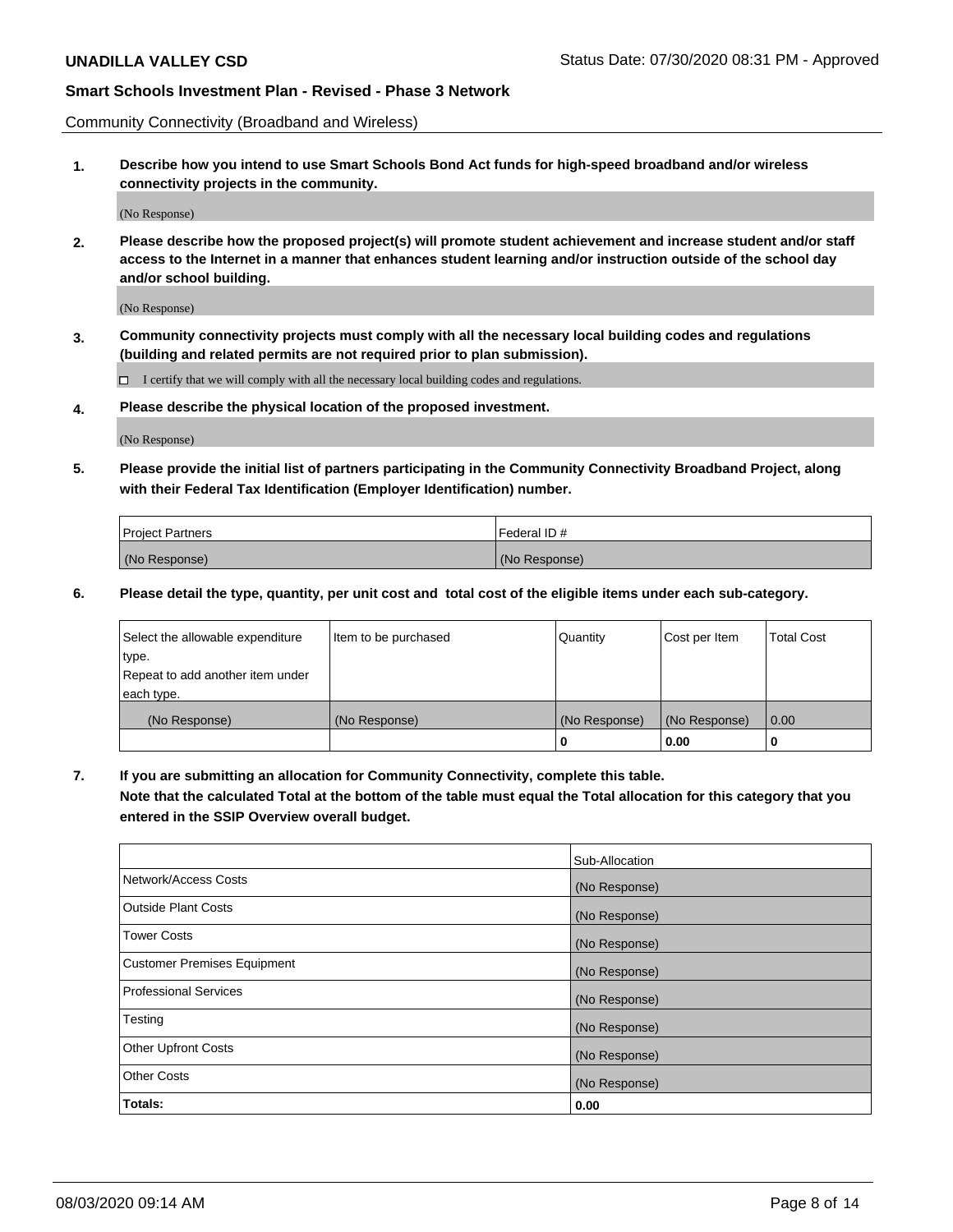Community Connectivity (Broadband and Wireless)

**1. Describe how you intend to use Smart Schools Bond Act funds for high-speed broadband and/or wireless connectivity projects in the community.**

(No Response)

**2. Please describe how the proposed project(s) will promote student achievement and increase student and/or staff access to the Internet in a manner that enhances student learning and/or instruction outside of the school day and/or school building.**

(No Response)

**3. Community connectivity projects must comply with all the necessary local building codes and regulations (building and related permits are not required prior to plan submission).**

☐ I certify that we will comply with all the necessary local building codes and regulations.

**4. Please describe the physical location of the proposed investment.**

(No Response)

**5. Please provide the initial list of partners participating in the Community Connectivity Broadband Project, along with their Federal Tax Identification (Employer Identification) number.**

| Project Partners | Federal ID # |
|---|---|
| (No Response) | (No Response) |

**6. Please detail the type, quantity, per unit cost and total cost of the eligible items under each sub-category.**

| Select the allowable expenditure type. Repeat to add another item under each type. | Item to be purchased | Quantity | Cost per Item | Total Cost |
|---|---|---|---|---|
| (No Response) | (No Response) | (No Response) | (No Response) | 0.00 |
| | | **0** | **0.00** | **0** |

**7. If you are submitting an allocation for Community Connectivity, complete this table. Note that the calculated Total at the bottom of the table must equal the Total allocation for this category that you entered in the SSIP Overview overall budget.**

| | Sub-Allocation |
|---|---|
| Network/Access Costs | (No Response) |
| Outside Plant Costs | (No Response) |
| Tower Costs | (No Response) |
| Customer Premises Equipment | (No Response) |
| Professional Services | (No Response) |
| Testing | (No Response) |
| Other Upfront Costs | (No Response) |
| Other Costs | (No Response) |
| **Totals:** | **0.00** |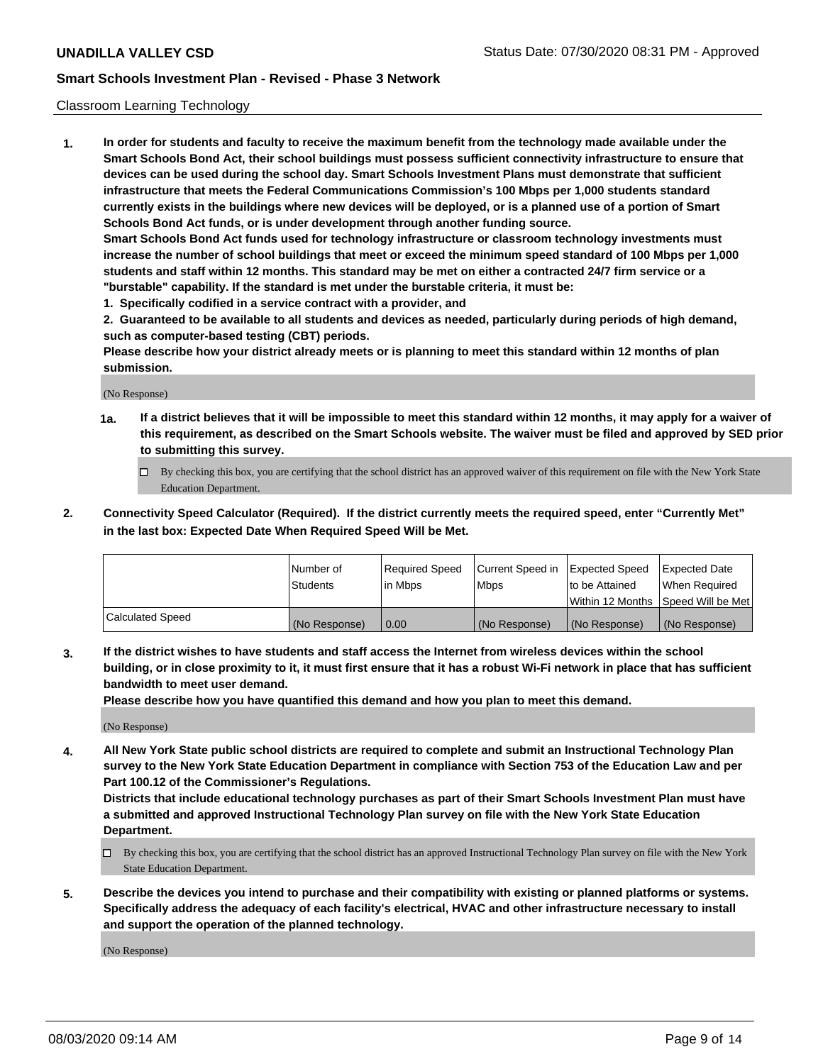Classroom Learning Technology

**1. In order for students and faculty to receive the maximum benefit from the technology made available under the Smart Schools Bond Act, their school buildings must possess sufficient connectivity infrastructure to ensure that devices can be used during the school day. Smart Schools Investment Plans must demonstrate that sufficient infrastructure that meets the Federal Communications Commission's 100 Mbps per 1,000 students standard currently exists in the buildings where new devices will be deployed, or is a planned use of a portion of Smart Schools Bond Act funds, or is under development through another funding source.**

**Smart Schools Bond Act funds used for technology infrastructure or classroom technology investments must increase the number of school buildings that meet or exceed the minimum speed standard of 100 Mbps per 1,000 students and staff within 12 months. This standard may be met on either a contracted 24/7 firm service or a "burstable" capability. If the standard is met under the burstable criteria, it must be:**

**1. Specifically codified in a service contract with a provider, and**

**2. Guaranteed to be available to all students and devices as needed, particularly during periods of high demand, such as computer-based testing (CBT) periods.**

**Please describe how your district already meets or is planning to meet this standard within 12 months of plan submission.**

(No Response)

**1a. If a district believes that it will be impossible to meet this standard within 12 months, it may apply for a waiver of this requirement, as described on the Smart Schools website. The waiver must be filed and approved by SED prior to submitting this survey.**

- ☐ By checking this box, you are certifying that the school district has an approved waiver of this requirement on file with the New York State Education Department.

**2. Connectivity Speed Calculator (Required). If the district currently meets the required speed, enter "Currently Met" in the last box: Expected Date When Required Speed Will be Met.**

| | Number of Students | Required Speed in Mbps | Current Speed in Mbps | Expected Speed to be Attained Within 12 Months | Expected Date When Required Speed Will be Met |
|---|---|---|---|---|---|
| Calculated Speed | (No Response) | 0.00 | (No Response) | (No Response) | (No Response) |

**3. If the district wishes to have students and staff access the Internet from wireless devices within the school building, or in close proximity to it, it must first ensure that it has a robust Wi-Fi network in place that has sufficient bandwidth to meet user demand.**

**Please describe how you have quantified this demand and how you plan to meet this demand.**

(No Response)

**4. All New York State public school districts are required to complete and submit an Instructional Technology Plan survey to the New York State Education Department in compliance with Section 753 of the Education Law and per Part 100.12 of the Commissioner's Regulations.**

**Districts that include educational technology purchases as part of their Smart Schools Investment Plan must have a submitted and approved Instructional Technology Plan survey on file with the New York State Education Department.**

- ☐ By checking this box, you are certifying that the school district has an approved Instructional Technology Plan survey on file with the New York State Education Department.

**5. Describe the devices you intend to purchase and their compatibility with existing or planned platforms or systems. Specifically address the adequacy of each facility's electrical, HVAC and other infrastructure necessary to install and support the operation of the planned technology.**

(No Response)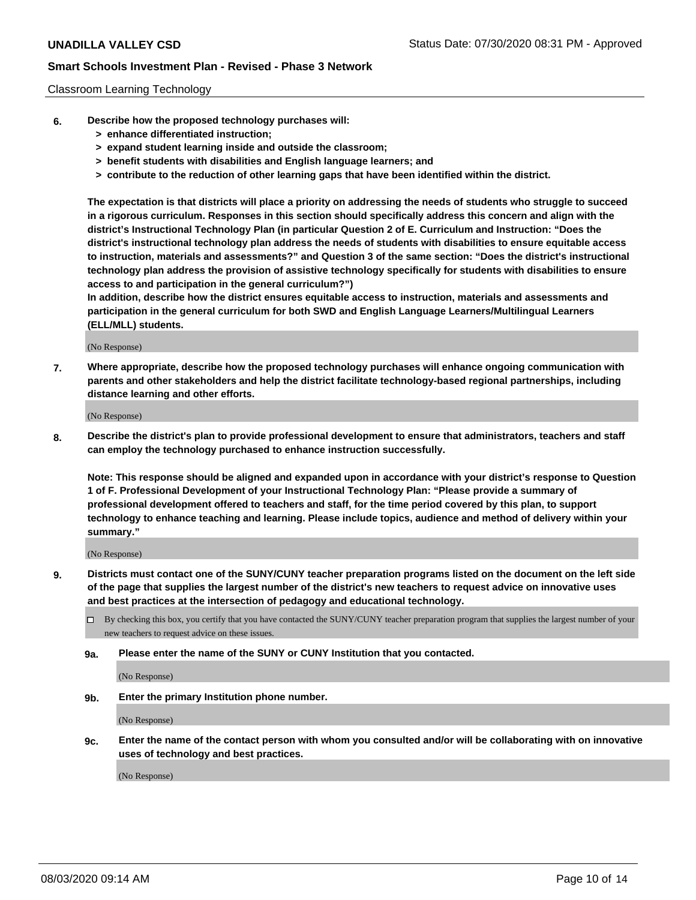Classroom Learning Technology

**6. Describe how the proposed technology purchases will:**
- **> enhance differentiated instruction;**
- **> expand student learning inside and outside the classroom;**
- **> benefit students with disabilities and English language learners; and**
- **> contribute to the reduction of other learning gaps that have been identified within the district.**

**The expectation is that districts will place a priority on addressing the needs of students who struggle to succeed in a rigorous curriculum. Responses in this section should specifically address this concern and align with the district's Instructional Technology Plan (in particular Question 2 of E. Curriculum and Instruction: "Does the district's instructional technology plan address the needs of students with disabilities to ensure equitable access to instruction, materials and assessments?" and Question 3 of the same section: "Does the district's instructional technology plan address the provision of assistive technology specifically for students with disabilities to ensure access to and participation in the general curriculum?")**

**In addition, describe how the district ensures equitable access to instruction, materials and assessments and participation in the general curriculum for both SWD and English Language Learners/Multilingual Learners (ELL/MLL) students.**

(No Response)

**7. Where appropriate, describe how the proposed technology purchases will enhance ongoing communication with parents and other stakeholders and help the district facilitate technology-based regional partnerships, including distance learning and other efforts.**

(No Response)

**8. Describe the district's plan to provide professional development to ensure that administrators, teachers and staff can employ the technology purchased to enhance instruction successfully.**

**Note: This response should be aligned and expanded upon in accordance with your district's response to Question 1 of F. Professional Development of your Instructional Technology Plan: "Please provide a summary of professional development offered to teachers and staff, for the time period covered by this plan, to support technology to enhance teaching and learning. Please include topics, audience and method of delivery within your summary."**

(No Response)

**9. Districts must contact one of the SUNY/CUNY teacher preparation programs listed on the document on the left side of the page that supplies the largest number of the district's new teachers to request advice on innovative uses and best practices at the intersection of pedagogy and educational technology.**

☐ By checking this box, you certify that you have contacted the SUNY/CUNY teacher preparation program that supplies the largest number of your new teachers to request advice on these issues.

**9a. Please enter the name of the SUNY or CUNY Institution that you contacted.**

(No Response)

**9b. Enter the primary Institution phone number.**

(No Response)

**9c. Enter the name of the contact person with whom you consulted and/or will be collaborating with on innovative uses of technology and best practices.**

(No Response)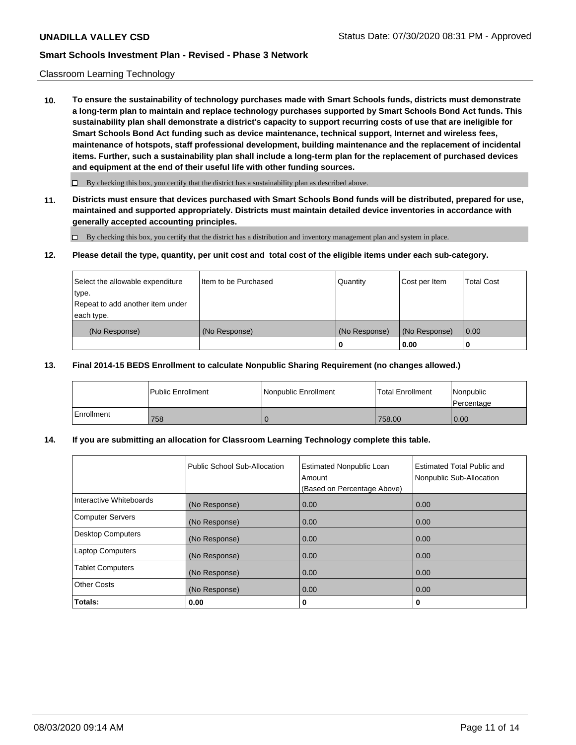Classroom Learning Technology

**10. To ensure the sustainability of technology purchases made with Smart Schools funds, districts must demonstrate a long-term plan to maintain and replace technology purchases supported by Smart Schools Bond Act funds. This sustainability plan shall demonstrate a district's capacity to support recurring costs of use that are ineligible for Smart Schools Bond Act funding such as device maintenance, technical support, Internet and wireless fees, maintenance of hotspots, staff professional development, building maintenance and the replacement of incidental items. Further, such a sustainability plan shall include a long-term plan for the replacement of purchased devices and equipment at the end of their useful life with other funding sources.**

☐ By checking this box, you certify that the district has a sustainability plan as described above.

**11. Districts must ensure that devices purchased with Smart Schools Bond funds will be distributed, prepared for use, maintained and supported appropriately. Districts must maintain detailed device inventories in accordance with generally accepted accounting principles.**

☐ By checking this box, you certify that the district has a distribution and inventory management plan and system in place.

**12. Please detail the type, quantity, per unit cost and total cost of the eligible items under each sub-category.**

| Select the allowable expenditure type. Repeat to add another item under each type. | Item to be Purchased | Quantity | Cost per Item | Total Cost |
|---|---|---|---|---|
| (No Response) | (No Response) | (No Response) | (No Response) | 0.00 |
| | | **0** | **0.00** | **0** |

**13. Final 2014-15 BEDS Enrollment to calculate Nonpublic Sharing Requirement (no changes allowed.)**

| | Public Enrollment | Nonpublic Enrollment | Total Enrollment | Nonpublic Percentage |
|---|---|---|---|---|
| Enrollment | 758 | 0 | 758.00 | 0.00 |

**14. If you are submitting an allocation for Classroom Learning Technology complete this table.**

| | Public School Sub-Allocation | Estimated Nonpublic Loan Amount (Based on Percentage Above) | Estimated Total Public and Nonpublic Sub-Allocation |
|---|---|---|---|
| Interactive Whiteboards | (No Response) | 0.00 | 0.00 |
| Computer Servers | (No Response) | 0.00 | 0.00 |
| Desktop Computers | (No Response) | 0.00 | 0.00 |
| Laptop Computers | (No Response) | 0.00 | 0.00 |
| Tablet Computers | (No Response) | 0.00 | 0.00 |
| Other Costs | (No Response) | 0.00 | 0.00 |
| **Totals:** | **0.00** | **0** | **0** |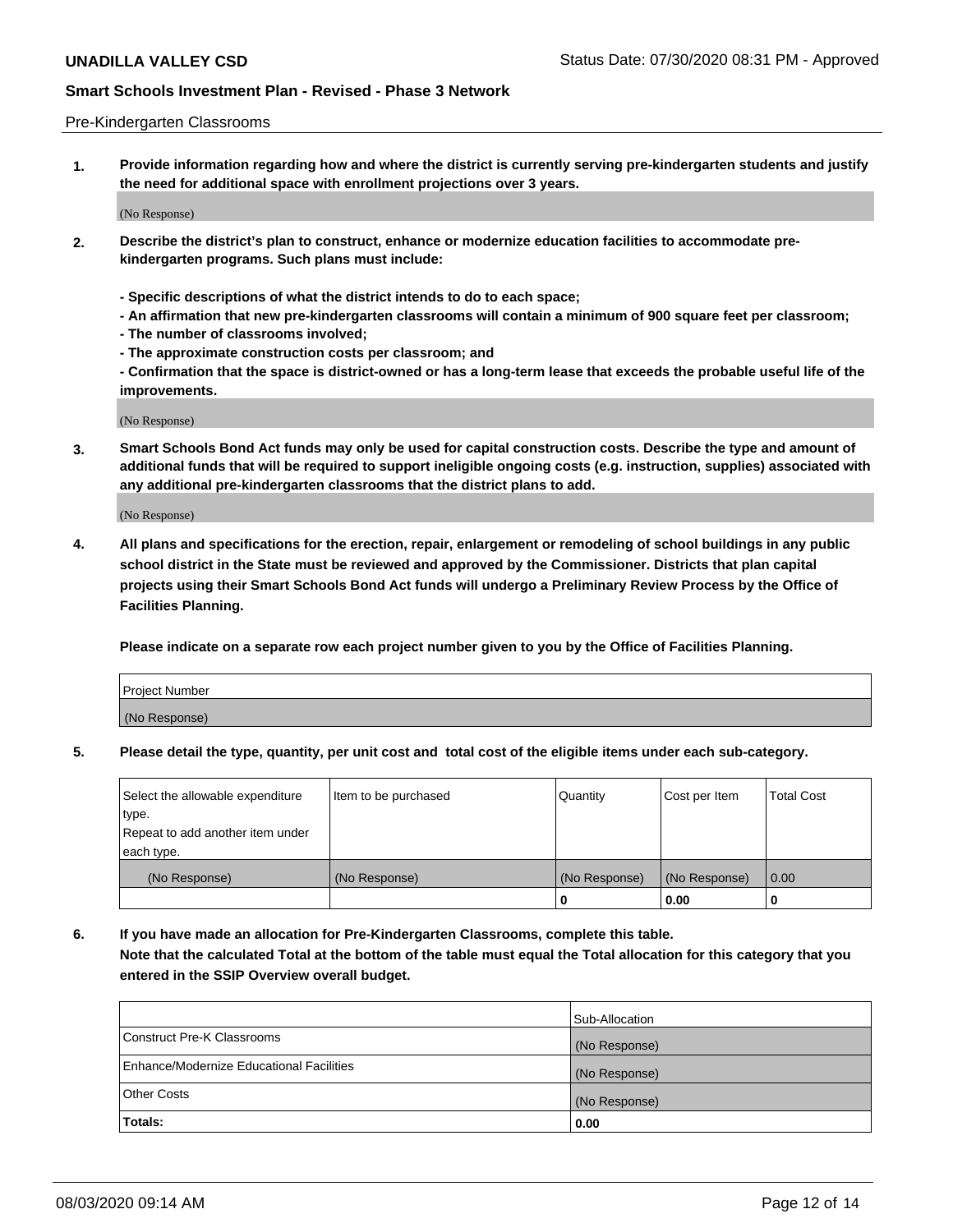Pre-Kindergarten Classrooms

**1. Provide information regarding how and where the district is currently serving pre-kindergarten students and justify the need for additional space with enrollment projections over 3 years.**

(No Response)

**2. Describe the district's plan to construct, enhance or modernize education facilities to accommodate pre-kindergarten programs. Such plans must include:**

**- Specific descriptions of what the district intends to do to each space;**
**- An affirmation that new pre-kindergarten classrooms will contain a minimum of 900 square feet per classroom;**
**- The number of classrooms involved;**
**- The approximate construction costs per classroom; and**
**- Confirmation that the space is district-owned or has a long-term lease that exceeds the probable useful life of the improvements.**

(No Response)

**3. Smart Schools Bond Act funds may only be used for capital construction costs. Describe the type and amount of additional funds that will be required to support ineligible ongoing costs (e.g. instruction, supplies) associated with any additional pre-kindergarten classrooms that the district plans to add.**

(No Response)

**4. All plans and specifications for the erection, repair, enlargement or remodeling of school buildings in any public school district in the State must be reviewed and approved by the Commissioner. Districts that plan capital projects using their Smart Schools Bond Act funds will undergo a Preliminary Review Process by the Office of Facilities Planning.**

**Please indicate on a separate row each project number given to you by the Office of Facilities Planning.**

| Project Number |
|---|
| (No Response) |

**5. Please detail the type, quantity, per unit cost and total cost of the eligible items under each sub-category.**

| Select the allowable expenditure type. Repeat to add another item under each type. | Item to be purchased | Quantity | Cost per Item | Total Cost |
|---|---|---|---|---|
| (No Response) | (No Response) | (No Response) | (No Response) | 0.00 |
| | | 0 | 0.00 | 0 |

**6. If you have made an allocation for Pre-Kindergarten Classrooms, complete this table. Note that the calculated Total at the bottom of the table must equal the Total allocation for this category that you entered in the SSIP Overview overall budget.**

| | Sub-Allocation |
|---|---|
| Construct Pre-K Classrooms | (No Response) |
| Enhance/Modernize Educational Facilities | (No Response) |
| Other Costs | (No Response) |
| **Totals:** | **0.00** |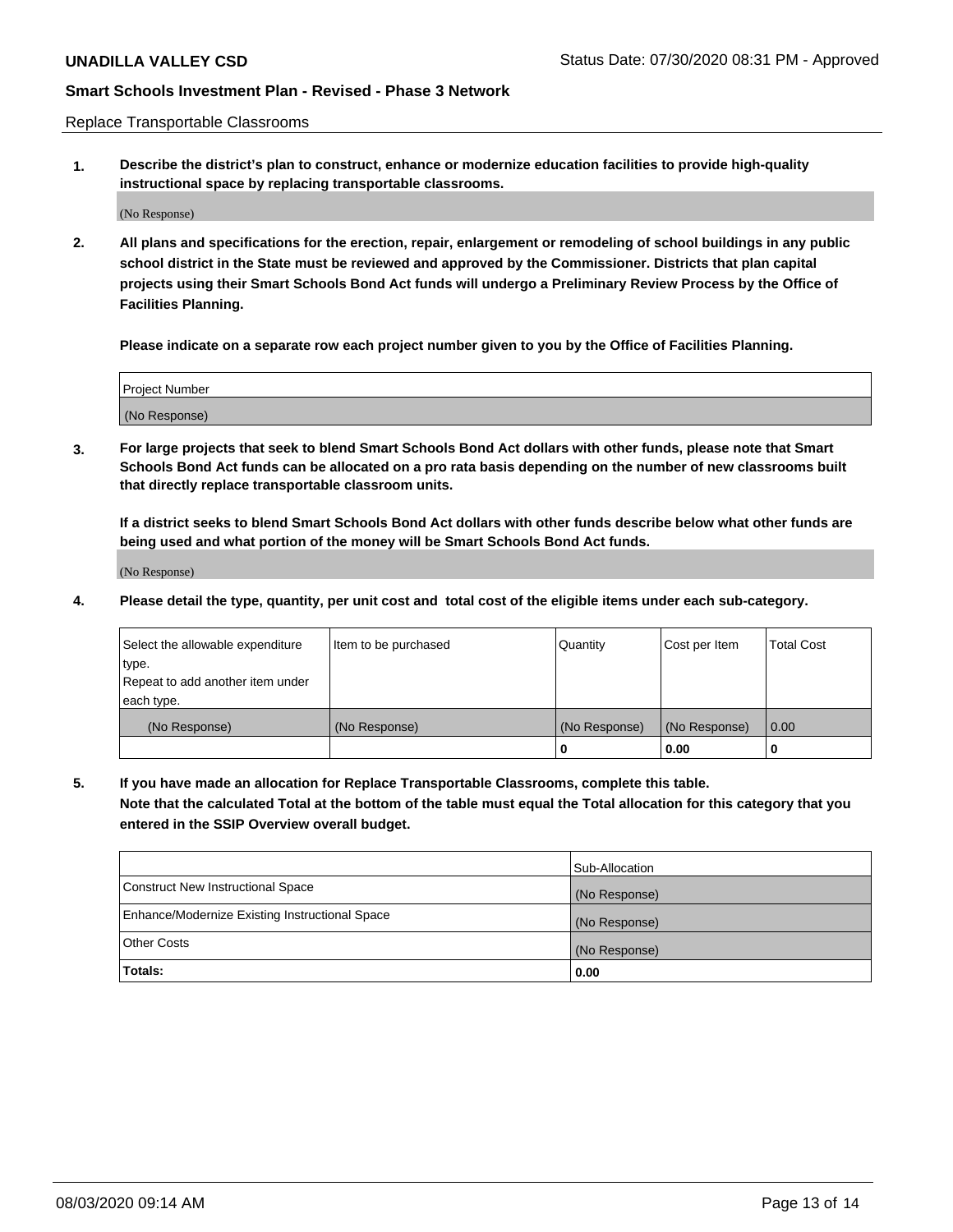Replace Transportable Classrooms

1. **Describe the district's plan to construct, enhance or modernize education facilities to provide high-quality instructional space by replacing transportable classrooms.**

(No Response)

2. **All plans and specifications for the erection, repair, enlargement or remodeling of school buildings in any public school district in the State must be reviewed and approved by the Commissioner. Districts that plan capital projects using their Smart Schools Bond Act funds will undergo a Preliminary Review Process by the Office of Facilities Planning.**

**Please indicate on a separate row each project number given to you by the Office of Facilities Planning.**

| Project Number |
|---|
| (No Response) |

3. **For large projects that seek to blend Smart Schools Bond Act dollars with other funds, please note that Smart Schools Bond Act funds can be allocated on a pro rata basis depending on the number of new classrooms built that directly replace transportable classroom units.**

**If a district seeks to blend Smart Schools Bond Act dollars with other funds describe below what other funds are being used and what portion of the money will be Smart Schools Bond Act funds.**

(No Response)

4. **Please detail the type, quantity, per unit cost and total cost of the eligible items under each sub-category.**

| Select the allowable expenditure type. Repeat to add another item under each type. | Item to be purchased | Quantity | Cost per Item | Total Cost |
|---|---|---|---|---|
| (No Response) | (No Response) | (No Response) | (No Response) | 0.00 |
| | | **0** | **0.00** | **0** |

5. **If you have made an allocation for Replace Transportable Classrooms, complete this table. Note that the calculated Total at the bottom of the table must equal the Total allocation for this category that you entered in the SSIP Overview overall budget.**

| | Sub-Allocation |
|---|---|
| Construct New Instructional Space | (No Response) |
| Enhance/Modernize Existing Instructional Space | (No Response) |
| Other Costs | (No Response) |
| **Totals:** | **0.00** |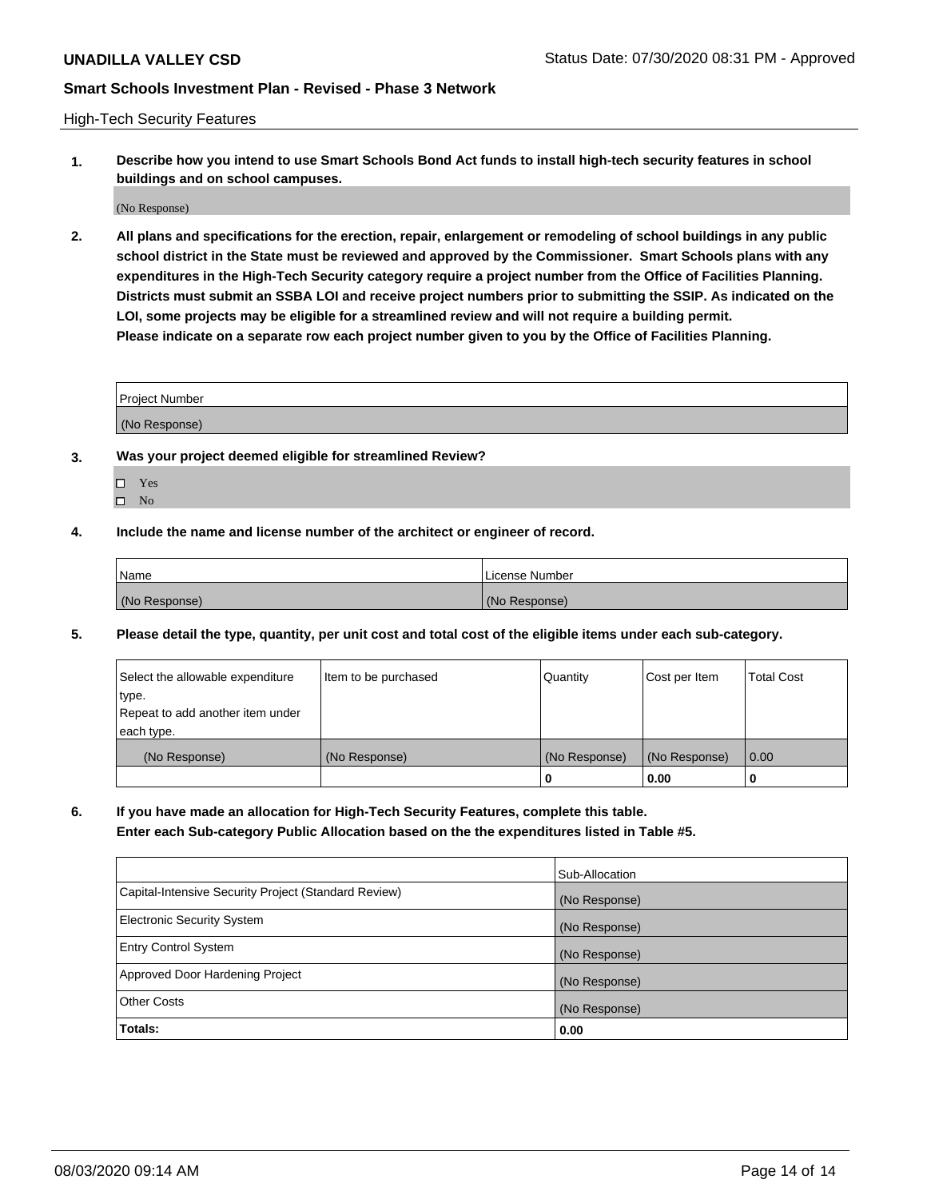High-Tech Security Features

**1. Describe how you intend to use Smart Schools Bond Act funds to install high-tech security features in school buildings and on school campuses.**

(No Response)

**2. All plans and specifications for the erection, repair, enlargement or remodeling of school buildings in any public school district in the State must be reviewed and approved by the Commissioner. Smart Schools plans with any expenditures in the High-Tech Security category require a project number from the Office of Facilities Planning. Districts must submit an SSBA LOI and receive project numbers prior to submitting the SSIP. As indicated on the LOI, some projects may be eligible for a streamlined review and will not require a building permit.**
**Please indicate on a separate row each project number given to you by the Office of Facilities Planning.**

| Project Number |
|---|
| (No Response) |

**3. Was your project deemed eligible for streamlined Review?**

- ☐ Yes
- ☐ No

**4. Include the name and license number of the architect or engineer of record.**

| Name | License Number |
|---|---|
| (No Response) | (No Response) |

**5. Please detail the type, quantity, per unit cost and total cost of the eligible items under each sub-category.**

| Select the allowable expenditure type. Repeat to add another item under each type. | Item to be purchased | Quantity | Cost per Item | Total Cost |
|---|---|---|---|---|
| (No Response) | (No Response) | (No Response) | (No Response) | 0.00 |
| | | 0 | 0.00 | 0 |

**6. If you have made an allocation for High-Tech Security Features, complete this table.**
**Enter each Sub-category Public Allocation based on the the expenditures listed in Table #5.**

| | Sub-Allocation |
|---|---|
| Capital-Intensive Security Project (Standard Review) | (No Response) |
| Electronic Security System | (No Response) |
| Entry Control System | (No Response) |
| Approved Door Hardening Project | (No Response) |
| Other Costs | (No Response) |
| **Totals:** | **0.00** |